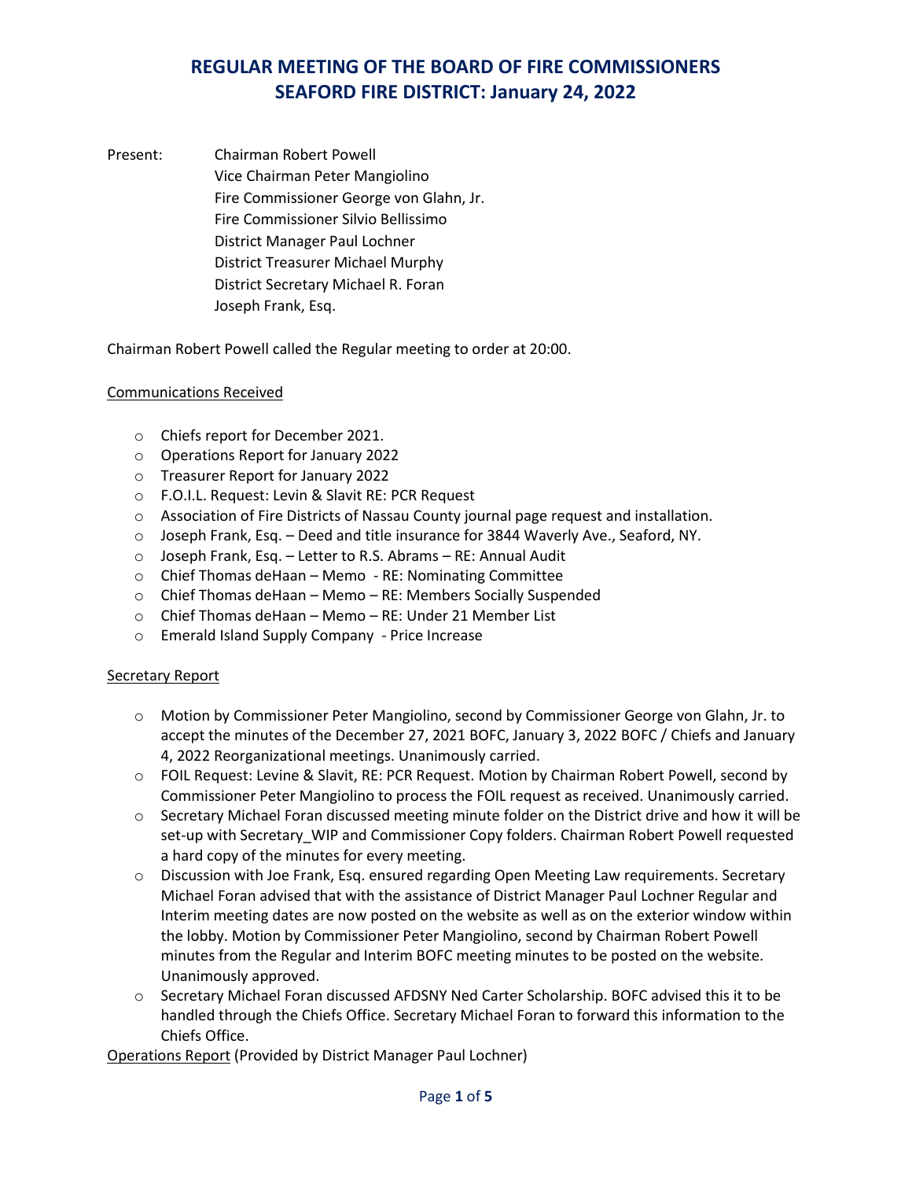# REGULAR MEETING OF THE BOARD OF FIRE COMMISSIONERS
# SEAFORD FIRE DISTRICT: January 24, 2022

Present: Chairman Robert Powell
Vice Chairman Peter Mangiolino
Fire Commissioner George von Glahn, Jr.
Fire Commissioner Silvio Bellissimo
District Manager Paul Lochner
District Treasurer Michael Murphy
District Secretary Michael R. Foran
Joseph Frank, Esq.

Chairman Robert Powell called the Regular meeting to order at 20:00.

## Communications Received

- Chiefs report for December 2021.
- Operations Report for January 2022
- Treasurer Report for January 2022
- F.O.I.L. Request: Levin & Slavit RE: PCR Request
- Association of Fire Districts of Nassau County journal page request and installation.
- Joseph Frank, Esq. – Deed and title insurance for 3844 Waverly Ave., Seaford, NY.
- Joseph Frank, Esq. – Letter to R.S. Abrams – RE: Annual Audit
- Chief Thomas deHaan – Memo - RE: Nominating Committee
- Chief Thomas deHaan – Memo – RE: Members Socially Suspended
- Chief Thomas deHaan – Memo – RE: Under 21 Member List
- Emerald Island Supply Company - Price Increase

## Secretary Report

- Motion by Commissioner Peter Mangiolino, second by Commissioner George von Glahn, Jr. to accept the minutes of the December 27, 2021 BOFC, January 3, 2022 BOFC / Chiefs and January 4, 2022 Reorganizational meetings. Unanimously carried.
- FOIL Request: Levine & Slavit, RE: PCR Request. Motion by Chairman Robert Powell, second by Commissioner Peter Mangiolino to process the FOIL request as received. Unanimously carried.
- Secretary Michael Foran discussed meeting minute folder on the District drive and how it will be set-up with Secretary_WIP and Commissioner Copy folders. Chairman Robert Powell requested a hard copy of the minutes for every meeting.
- Discussion with Joe Frank, Esq. ensured regarding Open Meeting Law requirements. Secretary Michael Foran advised that with the assistance of District Manager Paul Lochner Regular and Interim meeting dates are now posted on the website as well as on the exterior window within the lobby. Motion by Commissioner Peter Mangiolino, second by Chairman Robert Powell minutes from the Regular and Interim BOFC meeting minutes to be posted on the website. Unanimously approved.
- Secretary Michael Foran discussed AFDSNY Ned Carter Scholarship. BOFC advised this it to be handled through the Chiefs Office. Secretary Michael Foran to forward this information to the Chiefs Office.

## Operations Report (Provided by District Manager Paul Lochner)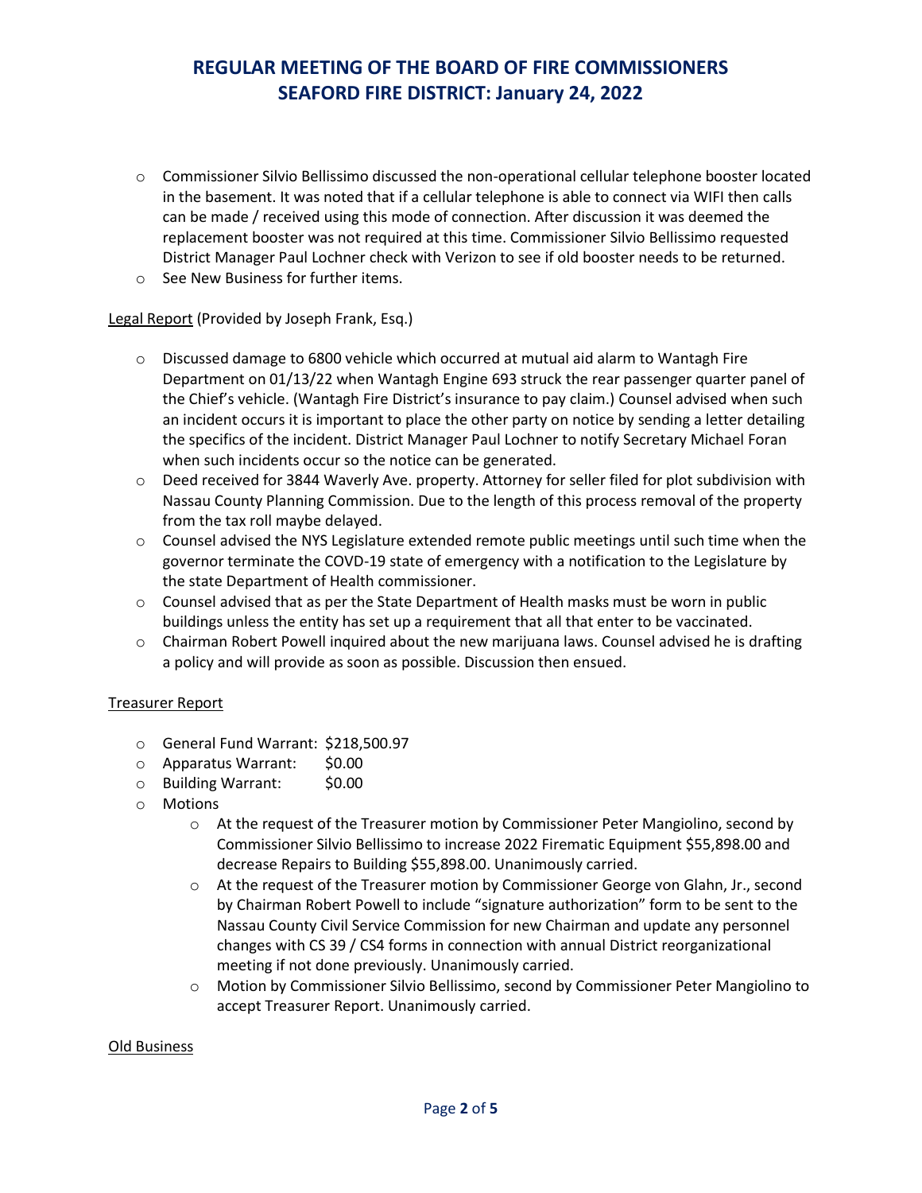- Commissioner Silvio Bellissimo discussed the non-operational cellular telephone booster located in the basement. It was noted that if a cellular telephone is able to connect via WIFI then calls can be made / received using this mode of connection. After discussion it was deemed the replacement booster was not required at this time. Commissioner Silvio Bellissimo requested District Manager Paul Lochner check with Verizon to see if old booster needs to be returned.
- See New Business for further items.

Legal Report (Provided by Joseph Frank, Esq.)

- Discussed damage to 6800 vehicle which occurred at mutual aid alarm to Wantagh Fire Department on 01/13/22 when Wantagh Engine 693 struck the rear passenger quarter panel of the Chief's vehicle. (Wantagh Fire District's insurance to pay claim.) Counsel advised when such an incident occurs it is important to place the other party on notice by sending a letter detailing the specifics of the incident. District Manager Paul Lochner to notify Secretary Michael Foran when such incidents occur so the notice can be generated.
- Deed received for 3844 Waverly Ave. property. Attorney for seller filed for plot subdivision with Nassau County Planning Commission. Due to the length of this process removal of the property from the tax roll maybe delayed.
- Counsel advised the NYS Legislature extended remote public meetings until such time when the governor terminate the COVD-19 state of emergency with a notification to the Legislature by the state Department of Health commissioner.
- Counsel advised that as per the State Department of Health masks must be worn in public buildings unless the entity has set up a requirement that all that enter to be vaccinated.
- Chairman Robert Powell inquired about the new marijuana laws. Counsel advised he is drafting a policy and will provide as soon as possible. Discussion then ensued.

Treasurer Report

- General Fund Warrant: $218,500.97
- Apparatus Warrant: $0.00
- Building Warrant: $0.00
- Motions
  - At the request of the Treasurer motion by Commissioner Peter Mangiolino, second by Commissioner Silvio Bellissimo to increase 2022 Firematic Equipment $55,898.00 and decrease Repairs to Building $55,898.00. Unanimously carried.
  - At the request of the Treasurer motion by Commissioner George von Glahn, Jr., second by Chairman Robert Powell to include "signature authorization" form to be sent to the Nassau County Civil Service Commission for new Chairman and update any personnel changes with CS 39 / CS4 forms in connection with annual District reorganizational meeting if not done previously. Unanimously carried.
  - Motion by Commissioner Silvio Bellissimo, second by Commissioner Peter Mangiolino to accept Treasurer Report. Unanimously carried.

Old Business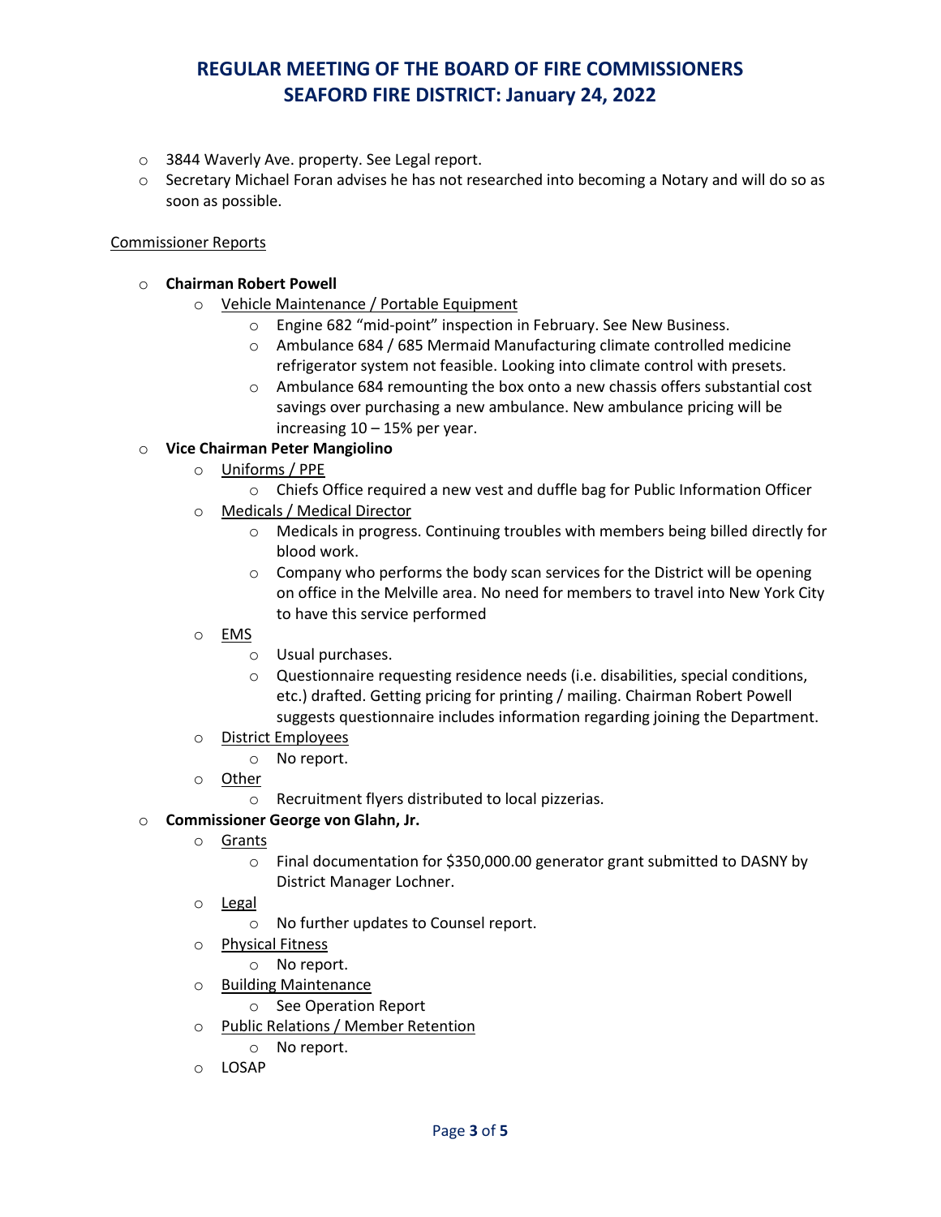- 3844 Waverly Ave. property. See Legal report.
- Secretary Michael Foran advises he has not researched into becoming a Notary and will do so as soon as possible.

Commissioner Reports

- **Chairman Robert Powell**
  - Vehicle Maintenance / Portable Equipment
    - Engine 682 "mid-point" inspection in February. See New Business.
    - Ambulance 684 / 685 Mermaid Manufacturing climate controlled medicine refrigerator system not feasible. Looking into climate control with presets.
    - Ambulance 684 remounting the box onto a new chassis offers substantial cost savings over purchasing a new ambulance. New ambulance pricing will be increasing 10 – 15% per year.
- **Vice Chairman Peter Mangiolino**
  - Uniforms / PPE
    - Chiefs Office required a new vest and duffle bag for Public Information Officer
  - Medicals / Medical Director
    - Medicals in progress. Continuing troubles with members being billed directly for blood work.
    - Company who performs the body scan services for the District will be opening on office in the Melville area. No need for members to travel into New York City to have this service performed
  - EMS
    - Usual purchases.
    - Questionnaire requesting residence needs (i.e. disabilities, special conditions, etc.) drafted. Getting pricing for printing / mailing. Chairman Robert Powell suggests questionnaire includes information regarding joining the Department.
  - District Employees
    - No report.
  - Other
    - Recruitment flyers distributed to local pizzerias.
- **Commissioner George von Glahn, Jr.**
  - Grants
    - Final documentation for $350,000.00 generator grant submitted to DASNY by District Manager Lochner.
  - Legal
    - No further updates to Counsel report.
  - Physical Fitness
    - No report.
  - Building Maintenance
    - See Operation Report
  - Public Relations / Member Retention
    - No report.
  - LOSAP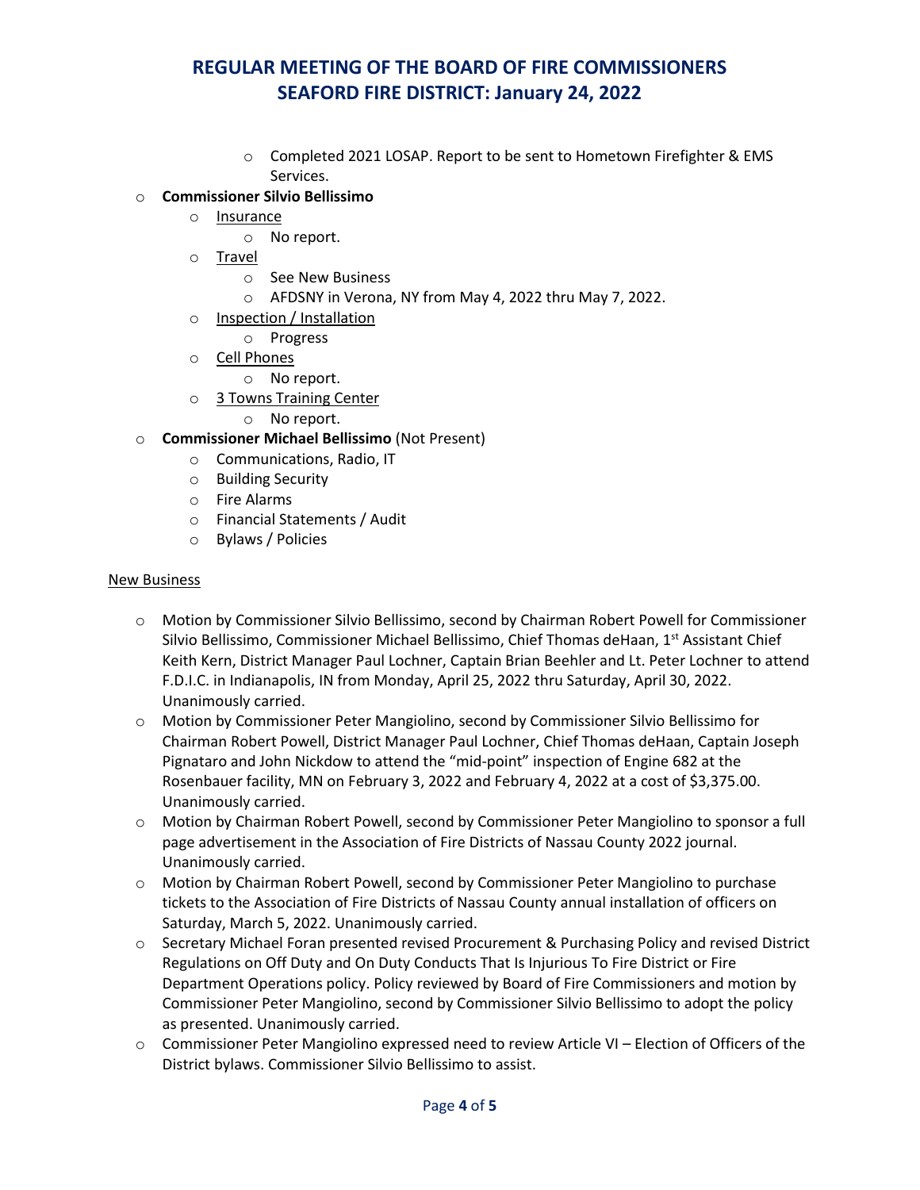- Completed 2021 LOSAP. Report to be sent to Hometown Firefighter & EMS Services.

- **Commissioner Silvio Bellissimo**
  - Insurance
    - No report.
  - Travel
    - See New Business
    - AFDSNY in Verona, NY from May 4, 2022 thru May 7, 2022.
  - Inspection / Installation
    - Progress
  - Cell Phones
    - No report.
  - 3 Towns Training Center
    - No report.
- **Commissioner Michael Bellissimo** (Not Present)
  - Communications, Radio, IT
  - Building Security
  - Fire Alarms
  - Financial Statements / Audit
  - Bylaws / Policies

New Business

- Motion by Commissioner Silvio Bellissimo, second by Chairman Robert Powell for Commissioner Silvio Bellissimo, Commissioner Michael Bellissimo, Chief Thomas deHaan, 1st Assistant Chief Keith Kern, District Manager Paul Lochner, Captain Brian Beehler and Lt. Peter Lochner to attend F.D.I.C. in Indianapolis, IN from Monday, April 25, 2022 thru Saturday, April 30, 2022. Unanimously carried.
- Motion by Commissioner Peter Mangiolino, second by Commissioner Silvio Bellissimo for Chairman Robert Powell, District Manager Paul Lochner, Chief Thomas deHaan, Captain Joseph Pignataro and John Nickdow to attend the "mid-point" inspection of Engine 682 at the Rosenbauer facility, MN on February 3, 2022 and February 4, 2022 at a cost of $3,375.00. Unanimously carried.
- Motion by Chairman Robert Powell, second by Commissioner Peter Mangiolino to sponsor a full page advertisement in the Association of Fire Districts of Nassau County 2022 journal. Unanimously carried.
- Motion by Chairman Robert Powell, second by Commissioner Peter Mangiolino to purchase tickets to the Association of Fire Districts of Nassau County annual installation of officers on Saturday, March 5, 2022. Unanimously carried.
- Secretary Michael Foran presented revised Procurement & Purchasing Policy and revised District Regulations on Off Duty and On Duty Conducts That Is Injurious To Fire District or Fire Department Operations policy. Policy reviewed by Board of Fire Commissioners and motion by Commissioner Peter Mangiolino, second by Commissioner Silvio Bellissimo to adopt the policy as presented. Unanimously carried.
- Commissioner Peter Mangiolino expressed need to review Article VI – Election of Officers of the District bylaws. Commissioner Silvio Bellissimo to assist.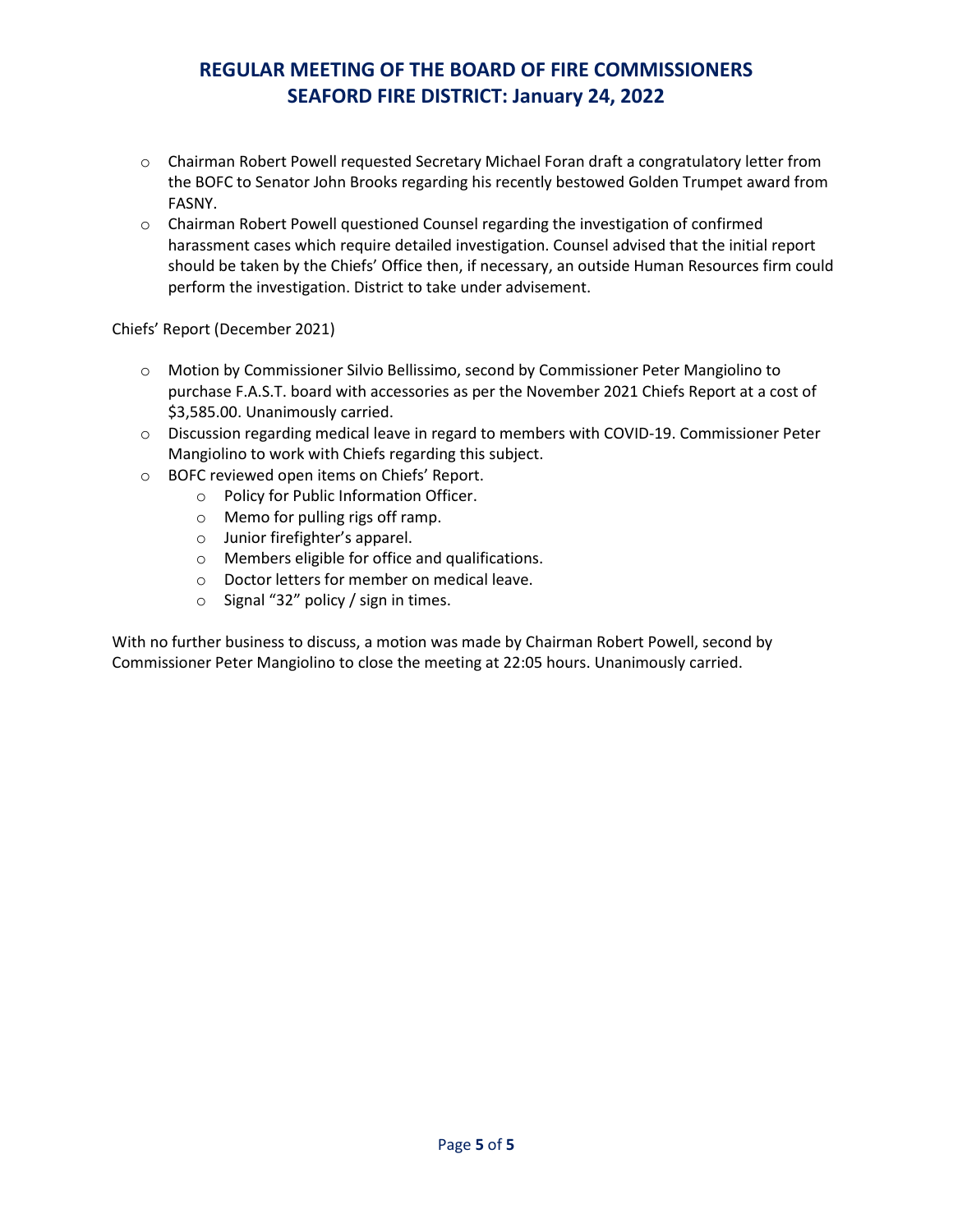- Chairman Robert Powell requested Secretary Michael Foran draft a congratulatory letter from the BOFC to Senator John Brooks regarding his recently bestowed Golden Trumpet award from FASNY.
- Chairman Robert Powell questioned Counsel regarding the investigation of confirmed harassment cases which require detailed investigation. Counsel advised that the initial report should be taken by the Chiefs' Office then, if necessary, an outside Human Resources firm could perform the investigation. District to take under advisement.

Chiefs' Report (December 2021)

- Motion by Commissioner Silvio Bellissimo, second by Commissioner Peter Mangiolino to purchase F.A.S.T. board with accessories as per the November 2021 Chiefs Report at a cost of $3,585.00. Unanimously carried.
- Discussion regarding medical leave in regard to members with COVID-19. Commissioner Peter Mangiolino to work with Chiefs regarding this subject.
- BOFC reviewed open items on Chiefs' Report.
  - Policy for Public Information Officer.
  - Memo for pulling rigs off ramp.
  - Junior firefighter's apparel.
  - Members eligible for office and qualifications.
  - Doctor letters for member on medical leave.
  - Signal "32" policy / sign in times.

With no further business to discuss, a motion was made by Chairman Robert Powell, second by Commissioner Peter Mangiolino to close the meeting at 22:05 hours. Unanimously carried.